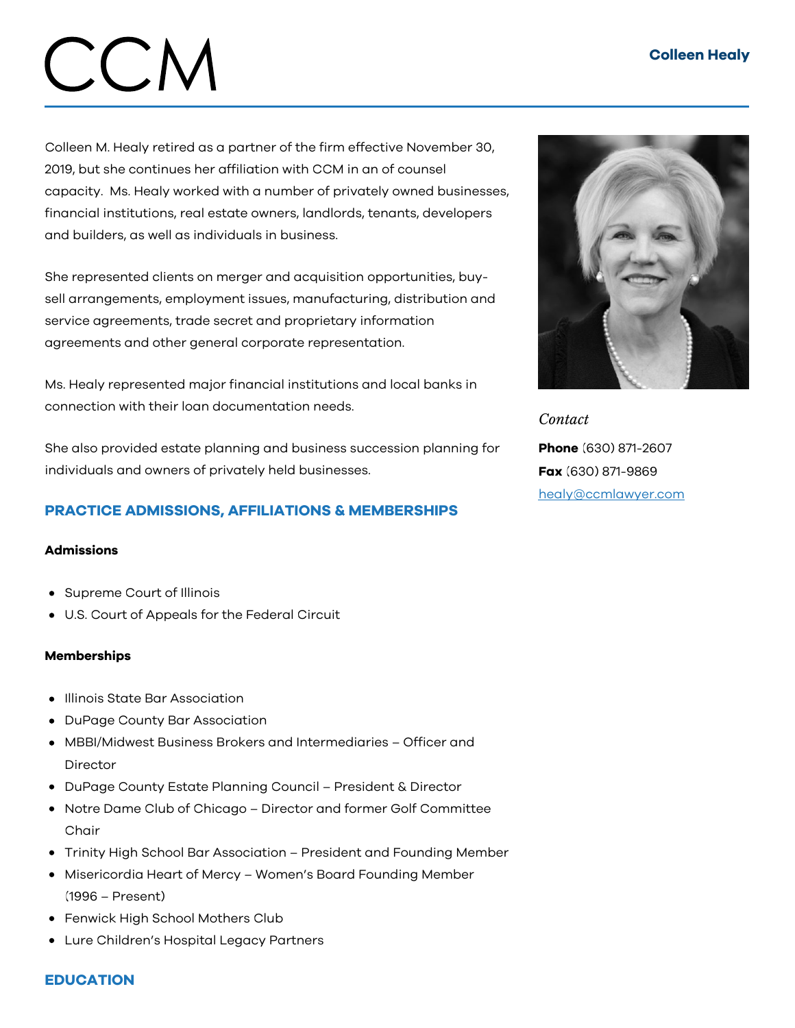# Colleen Healy

Colleen M. Healy retired as a partner of the firm effective November 30, 2019, but she continues her affiliation with CCM in an of counsel capacity. Ms. Healy worked with a number of privately owned businesses, financial institutions, real estate owners, landlords, tenants, developers and builders, as well as individuals in business.

She represented clients on merger and acquisition opportunities, buy-sell arrangements, employment issues, manufacturing, distribution and service agreements, trade secret and proprietary information agreements and other general corporate representation.

Ms. Healy represented major financial institutions and local banks in connection with their loan documentation needs.

She also provided estate planning and business succession planning for individuals and owners of privately held businesses.

*Contact*

**Phone** (630) 871-2607
**Fax** (630) 871-9869
healy@ccmlawyer.com

## PRACTICE ADMISSIONS, AFFILIATIONS & MEMBERSHIPS

### Admissions

- Supreme Court of Illinois
- U.S. Court of Appeals for the Federal Circuit

### Memberships

- Illinois State Bar Association
- DuPage County Bar Association
- MBBI/Midwest Business Brokers and Intermediaries – Officer and Director
- DuPage County Estate Planning Council – President & Director
- Notre Dame Club of Chicago – Director and former Golf Committee Chair
- Trinity High School Bar Association – President and Founding Member
- Misericordia Heart of Mercy – Women's Board Founding Member (1996 – Present)
- Fenwick High School Mothers Club
- Lure Children's Hospital Legacy Partners

## EDUCATION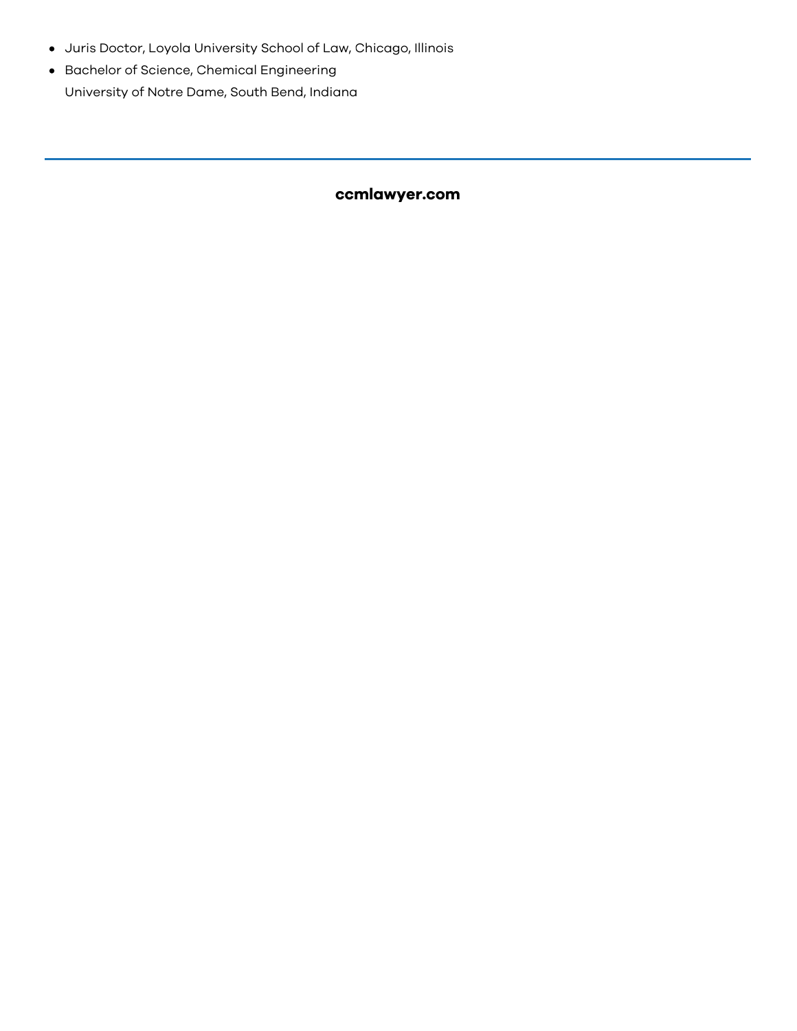- Juris Doctor, Loyola University School of Law, Chicago, Illinois
- Bachelor of Science, Chemical Engineering
  University of Notre Dame, South Bend, Indiana

---

**ccmlawyer.com**